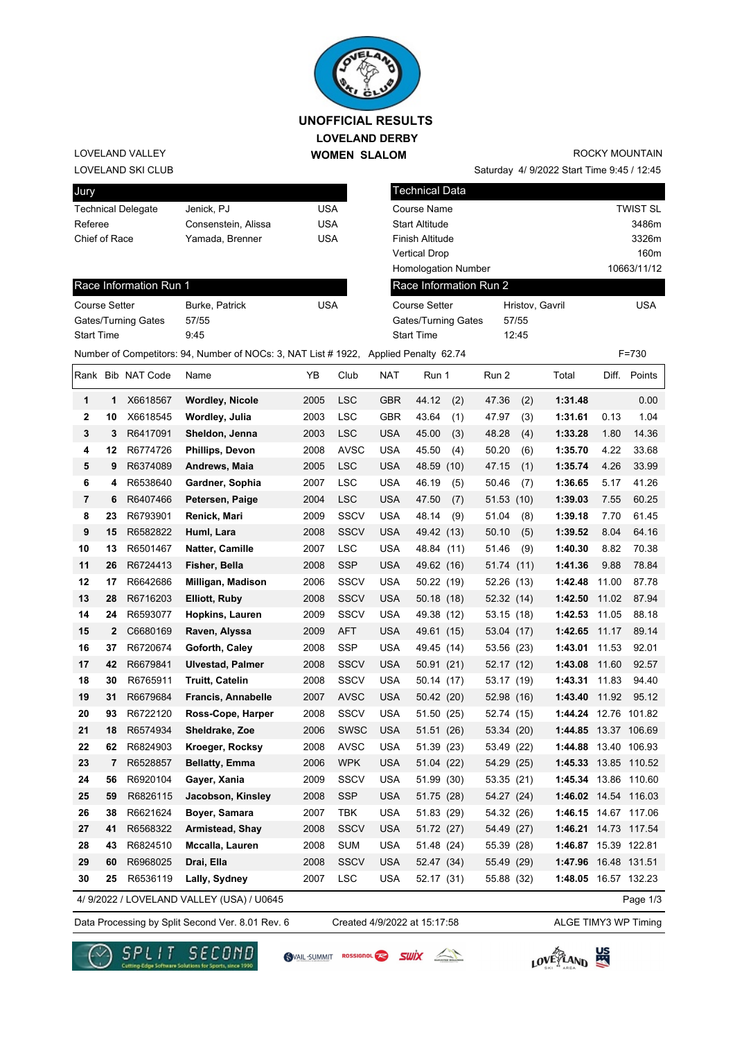# UNOFFICIAL RESULTS
## LOVELAND DERBY
## WOMEN SLALOM

LOVELAND VALLEY
LOVELAND SKI CLUB

ROCKY MOUNTAIN
Saturday 4/ 9/2022 Start Time 9:45 / 12:45

| Jury | | |
|---|---|---|
| Technical Delegate | Jenick, PJ | USA |
| Referee | Consenstein, Alissa | USA |
| Chief of Race | Yamada, Brenner | USA |

| Technical Data | |
|---|---|
| Course Name | TWIST SL |
| Start Altitude | 3486m |
| Finish Altitude | 3326m |
| Vertical Drop | 160m |
| Homologation Number | 10663/11/12 |

| Race Information Run 1 | | |
|---|---|---|
| Course Setter | Burke, Patrick | USA |
| Gates/Turning Gates | 57/55 | |
| Start Time | 9:45 | |

| Race Information Run 2 | | |
|---|---|---|
| Course Setter | Hristov, Gavril | USA |
| Gates/Turning Gates | 57/55 | |
| Start Time | 12:45 | |

Number of Competitors: 94, Number of NOCs: 3, NAT List # 1922, Applied Penalty 62.74 F=730

| Rank | Bib | NAT Code | Name | YB | Club | NAT | Run 1 | Run 2 | Total | Diff. | Points |
|---|---|---|---|---|---|---|---|---|---|---|---|
| 1 | 1 | X6618567 | **Wordley, Nicole** | 2005 | LSC | GBR | 44.12 (2) | 47.36 (2) | **1:31.48** | | 0.00 |
| 2 | 10 | X6618545 | **Wordley, Julia** | 2003 | LSC | GBR | 43.64 (1) | 47.97 (3) | **1:31.61** | 0.13 | 1.04 |
| 3 | 3 | R6417091 | **Sheldon, Jenna** | 2003 | LSC | USA | 45.00 (3) | 48.28 (4) | **1:33.28** | 1.80 | 14.36 |
| 4 | 12 | R6774726 | **Phillips, Devon** | 2008 | AVSC | USA | 45.50 (4) | 50.20 (6) | **1:35.70** | 4.22 | 33.68 |
| 5 | 9 | R6374089 | **Andrews, Maia** | 2005 | LSC | USA | 48.59 (10) | 47.15 (1) | **1:35.74** | 4.26 | 33.99 |
| 6 | 4 | R6538640 | **Gardner, Sophia** | 2007 | LSC | USA | 46.19 (5) | 50.46 (7) | **1:36.65** | 5.17 | 41.26 |
| 7 | 6 | R6407466 | **Petersen, Paige** | 2004 | LSC | USA | 47.50 (7) | 51.53 (10) | **1:39.03** | 7.55 | 60.25 |
| 8 | 23 | R6793901 | **Renick, Mari** | 2009 | SSCV | USA | 48.14 (9) | 51.04 (8) | **1:39.18** | 7.70 | 61.45 |
| 9 | 15 | R6582822 | **Huml, Lara** | 2008 | SSCV | USA | 49.42 (13) | 50.10 (5) | **1:39.52** | 8.04 | 64.16 |
| 10 | 13 | R6501467 | **Natter, Camille** | 2007 | LSC | USA | 48.84 (11) | 51.46 (9) | **1:40.30** | 8.82 | 70.38 |
| 11 | 26 | R6724413 | **Fisher, Bella** | 2008 | SSP | USA | 49.62 (16) | 51.74 (11) | **1:41.36** | 9.88 | 78.84 |
| 12 | 17 | R6642686 | **Milligan, Madison** | 2006 | SSCV | USA | 50.22 (19) | 52.26 (13) | **1:42.48** | 11.00 | 87.78 |
| 13 | 28 | R6716203 | **Elliott, Ruby** | 2008 | SSCV | USA | 50.18 (18) | 52.32 (14) | **1:42.50** | 11.02 | 87.94 |
| 14 | 24 | R6593077 | **Hopkins, Lauren** | 2009 | SSCV | USA | 49.38 (12) | 53.15 (18) | **1:42.53** | 11.05 | 88.18 |
| 15 | 2 | C6680169 | **Raven, Alyssa** | 2009 | AFT | USA | 49.61 (15) | 53.04 (17) | **1:42.65** | 11.17 | 89.14 |
| 16 | 37 | R6720674 | **Goforth, Caley** | 2008 | SSP | USA | 49.45 (14) | 53.56 (23) | **1:43.01** | 11.53 | 92.01 |
| 17 | 42 | R6679841 | **Ulvestad, Palmer** | 2008 | SSCV | USA | 50.91 (21) | 52.17 (12) | **1:43.08** | 11.60 | 92.57 |
| 18 | 30 | R6765911 | **Truitt, Catelin** | 2008 | SSCV | USA | 50.14 (17) | 53.17 (19) | **1:43.31** | 11.83 | 94.40 |
| 19 | 31 | R6679684 | **Francis, Annabelle** | 2007 | AVSC | USA | 50.42 (20) | 52.98 (16) | **1:43.40** | 11.92 | 95.12 |
| 20 | 93 | R6722120 | **Ross-Cope, Harper** | 2008 | SSCV | USA | 51.50 (25) | 52.74 (15) | **1:44.24** | 12.76 | 101.82 |
| 21 | 18 | R6574934 | **Sheldrake, Zoe** | 2006 | SWSC | USA | 51.51 (26) | 53.34 (20) | **1:44.85** | 13.37 | 106.69 |
| 22 | 62 | R6824903 | **Kroeger, Rocksy** | 2008 | AVSC | USA | 51.39 (23) | 53.49 (22) | **1:44.88** | 13.40 | 106.93 |
| 23 | 7 | R6528857 | **Bellatty, Emma** | 2006 | WPK | USA | 51.04 (22) | 54.29 (25) | **1:45.33** | 13.85 | 110.52 |
| 24 | 56 | R6920104 | **Gayer, Xania** | 2009 | SSCV | USA | 51.99 (30) | 53.35 (21) | **1:45.34** | 13.86 | 110.60 |
| 25 | 59 | R6826115 | **Jacobson, Kinsley** | 2008 | SSP | USA | 51.75 (28) | 54.27 (24) | **1:46.02** | 14.54 | 116.03 |
| 26 | 38 | R6621624 | **Boyer, Samara** | 2007 | TBK | USA | 51.83 (29) | 54.32 (26) | **1:46.15** | 14.67 | 117.06 |
| 27 | 41 | R6568322 | **Armistead, Shay** | 2008 | SSCV | USA | 51.72 (27) | 54.49 (27) | **1:46.21** | 14.73 | 117.54 |
| 28 | 43 | R6824510 | **Mccalla, Lauren** | 2008 | SUM | USA | 51.48 (24) | 55.39 (28) | **1:46.87** | 15.39 | 122.81 |
| 29 | 60 | R6968025 | **Drai, Ella** | 2008 | SSCV | USA | 52.47 (34) | 55.49 (29) | **1:47.96** | 16.48 | 131.51 |
| 30 | 25 | R6536119 | **Lally, Sydney** | 2007 | LSC | USA | 52.17 (31) | 55.88 (32) | **1:48.05** | 16.57 | 132.23 |

4/ 9/2022 / LOVELAND VALLEY (USA) / U0645

Data Processing by Split Second Ver. 8.01 Rev. 6 Created 4/9/2022 at 15:17:58 ALGE TIMY3 WP Timing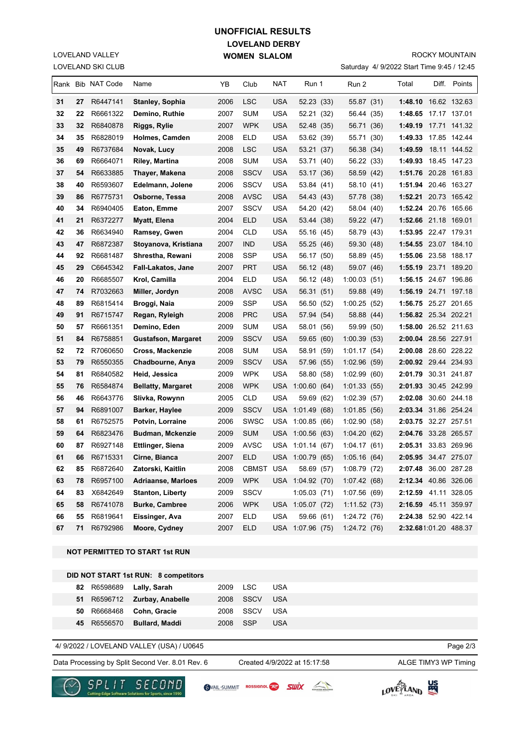# UNOFFICIAL RESULTS

## LOVELAND DERBY

## WOMEN SLALOM

LOVELAND VALLEY
LOVELAND SKI CLUB

ROCKY MOUNTAIN
Saturday 4/ 9/2022 Start Time 9:45 / 12:45

| Rank | Bib | NAT Code | Name | YB | Club | NAT | Run 1 | Run 2 | Total | Diff. | Points |
|---|---|---|---|---|---|---|---|---|---|---|---|
| 31 | 27 | R6447141 | Stanley, Sophia | 2006 | LSC | USA | 52.23 (33) | 55.87 (31) | 1:48.10 | 16.62 | 132.63 |
| 32 | 22 | R6661322 | Demino, Ruthie | 2007 | SUM | USA | 52.21 (32) | 56.44 (35) | 1:48.65 | 17.17 | 137.01 |
| 33 | 32 | R6840878 | Riggs, Rylie | 2007 | WPK | USA | 52.48 (35) | 56.71 (36) | 1:49.19 | 17.71 | 141.32 |
| 34 | 35 | R6828019 | Holmes, Camden | 2008 | ELD | USA | 53.62 (39) | 55.71 (30) | 1:49.33 | 17.85 | 142.44 |
| 35 | 49 | R6737684 | Novak, Lucy | 2008 | LSC | USA | 53.21 (37) | 56.38 (34) | 1:49.59 | 18.11 | 144.52 |
| 36 | 69 | R6664071 | Riley, Martina | 2008 | SUM | USA | 53.71 (40) | 56.22 (33) | 1:49.93 | 18.45 | 147.23 |
| 37 | 54 | R6633885 | Thayer, Makena | 2008 | SSCV | USA | 53.17 (36) | 58.59 (42) | 1:51.76 | 20.28 | 161.83 |
| 38 | 40 | R6593607 | Edelmann, Jolene | 2006 | SSCV | USA | 53.84 (41) | 58.10 (41) | 1:51.94 | 20.46 | 163.27 |
| 39 | 86 | R6775731 | Osborne, Tessa | 2008 | AVSC | USA | 54.43 (43) | 57.78 (38) | 1:52.21 | 20.73 | 165.42 |
| 40 | 34 | R6940405 | Eaton, Emme | 2007 | SSCV | USA | 54.20 (42) | 58.04 (40) | 1:52.24 | 20.76 | 165.66 |
| 41 | 21 | R6372277 | Myatt, Elena | 2004 | ELD | USA | 53.44 (38) | 59.22 (47) | 1:52.66 | 21.18 | 169.01 |
| 42 | 36 | R6634940 | Ramsey, Gwen | 2004 | CLD | USA | 55.16 (45) | 58.79 (43) | 1:53.95 | 22.47 | 179.31 |
| 43 | 47 | R6872387 | Stoyanova, Kristiana | 2007 | IND | USA | 55.25 (46) | 59.30 (48) | 1:54.55 | 23.07 | 184.10 |
| 44 | 92 | R6681487 | Shrestha, Rewani | 2008 | SSP | USA | 56.17 (50) | 58.89 (45) | 1:55.06 | 23.58 | 188.17 |
| 45 | 29 | C6645342 | Fall-Lakatos, Jane | 2007 | PRT | USA | 56.12 (48) | 59.07 (46) | 1:55.19 | 23.71 | 189.20 |
| 46 | 20 | R6685507 | Krol, Camilla | 2004 | ELD | USA | 56.12 (48) | 1:00.03 (51) | 1:56.15 | 24.67 | 196.86 |
| 47 | 74 | R7032663 | Miller, Jordyn | 2008 | AVSC | USA | 56.31 (51) | 59.88 (49) | 1:56.19 | 24.71 | 197.18 |
| 48 | 89 | R6815414 | Broggi, Naia | 2009 | SSP | USA | 56.50 (52) | 1:00.25 (52) | 1:56.75 | 25.27 | 201.65 |
| 49 | 91 | R6715747 | Regan, Ryleigh | 2008 | PRC | USA | 57.94 (54) | 58.88 (44) | 1:56.82 | 25.34 | 202.21 |
| 50 | 57 | R6661351 | Demino, Eden | 2009 | SUM | USA | 58.01 (56) | 59.99 (50) | 1:58.00 | 26.52 | 211.63 |
| 51 | 84 | R6758851 | Gustafson, Margaret | 2009 | SSCV | USA | 59.65 (60) | 1:00.39 (53) | 2:00.04 | 28.56 | 227.91 |
| 52 | 72 | R7060650 | Cross, Mackenzie | 2008 | SUM | USA | 58.91 (59) | 1:01.17 (54) | 2:00.08 | 28.60 | 228.22 |
| 53 | 79 | R6550355 | Chadbourne, Anya | 2009 | SSCV | USA | 57.96 (55) | 1:02.96 (59) | 2:00.92 | 29.44 | 234.93 |
| 54 | 81 | R6840582 | Heid, Jessica | 2009 | WPK | USA | 58.80 (58) | 1:02.99 (60) | 2:01.79 | 30.31 | 241.87 |
| 55 | 76 | R6584874 | Bellatty, Margaret | 2008 | WPK | USA | 1:00.60 (64) | 1:01.33 (55) | 2:01.93 | 30.45 | 242.99 |
| 56 | 46 | R6643776 | Slivka, Rowynn | 2005 | CLD | USA | 59.69 (62) | 1:02.39 (57) | 2:02.08 | 30.60 | 244.18 |
| 57 | 94 | R6891007 | Barker, Haylee | 2009 | SSCV | USA | 1:01.49 (68) | 1:01.85 (56) | 2:03.34 | 31.86 | 254.24 |
| 58 | 61 | R6752575 | Potvin, Lorraine | 2006 | SWSC | USA | 1:00.85 (66) | 1:02.90 (58) | 2:03.75 | 32.27 | 257.51 |
| 59 | 64 | R6823476 | Budman, Mckenzie | 2009 | SUM | USA | 1:00.56 (63) | 1:04.20 (62) | 2:04.76 | 33.28 | 265.57 |
| 60 | 87 | R6927148 | Ettlinger, Siena | 2009 | AVSC | USA | 1:01.14 (67) | 1:04.17 (61) | 2:05.31 | 33.83 | 269.96 |
| 61 | 66 | R6715331 | Cirne, Bianca | 2007 | ELD | USA | 1:00.79 (65) | 1:05.16 (64) | 2:05.95 | 34.47 | 275.07 |
| 62 | 85 | R6872640 | Zatorski, Kaitlin | 2008 | CBMST | USA | 58.69 (57) | 1:08.79 (72) | 2:07.48 | 36.00 | 287.28 |
| 63 | 78 | R6957100 | Adriaanse, Marloes | 2009 | WPK | USA | 1:04.92 (70) | 1:07.42 (68) | 2:12.34 | 40.86 | 326.06 |
| 64 | 83 | X6842649 | Stanton, Liberty | 2009 | SSCV | | 1:05.03 (71) | 1:07.56 (69) | 2:12.59 | 41.11 | 328.05 |
| 65 | 58 | R6741078 | Burke, Cambree | 2006 | WPK | USA | 1:05.07 (72) | 1:11.52 (73) | 2:16.59 | 45.11 | 359.97 |
| 66 | 55 | R6819641 | Eissinger, Ava | 2007 | ELD | USA | 59.66 (61) | 1:24.72 (76) | 2:24.38 | 52.90 | 422.14 |
| 67 | 71 | R6792986 | Moore, Cydney | 2007 | ELD | USA | 1:07.96 (75) | 1:24.72 (76) | 2:32.68 | 1:01.20 | 488.37 |

**NOT PERMITTED TO START 1st RUN**

**DID NOT START 1st RUN: 8 competitors**

| Bib | NAT Code | Name | YB | Club | NAT |
|---|---|---|---|---|---|
| 82 | R6598689 | Lally, Sarah | 2009 | LSC | USA |
| 51 | R6596712 | Zurbay, Anabelle | 2008 | SSCV | USA |
| 50 | R6668468 | Cohn, Gracie | 2008 | SSCV | USA |
| 45 | R6556570 | Bullard, Maddi | 2008 | SSP | USA |

4/ 9/2022 / LOVELAND VALLEY (USA) / U0645

Data Processing by Split Second Ver. 8.01 Rev. 6 — Created 4/9/2022 at 15:17:58 — ALGE TIMY3 WP Timing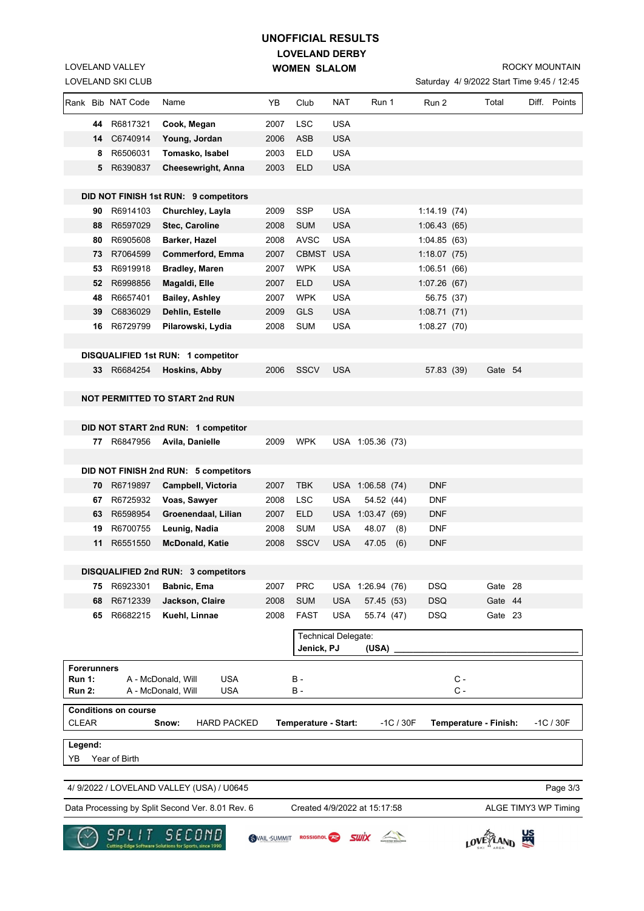# UNOFFICIAL RESULTS
## LOVELAND DERBY
## WOMEN SLALOM

LOVELAND VALLEY
LOVELAND SKI CLUB

ROCKY MOUNTAIN
Saturday 4/ 9/2022 Start Time 9:45 / 12:45

| Rank | Bib | NAT Code | Name | YB | Club | NAT | Run 1 | Run 2 | Total | Diff. | Points |
|---|---|---|---|---|---|---|---|---|---|---|---|
| | 44 | R6817321 | **Cook, Megan** | 2007 | LSC | USA | | | | | |
| | 14 | C6740914 | **Young, Jordan** | 2006 | ASB | USA | | | | | |
| | 8 | R6506031 | **Tomasko, Isabel** | 2003 | ELD | USA | | | | | |
| | 5 | R6390837 | **Cheesewright, Anna** | 2003 | ELD | USA | | | | | |
| | **DID NOT FINISH 1st RUN: 9 competitors** | | | | | | | | | | |
| | 90 | R6914103 | **Churchley, Layla** | 2009 | SSP | USA | | 1:14.19 (74) | | | |
| | 88 | R6597029 | **Stec, Caroline** | 2008 | SUM | USA | | 1:06.43 (65) | | | |
| | 80 | R6905608 | **Barker, Hazel** | 2008 | AVSC | USA | | 1:04.85 (63) | | | |
| | 73 | R7064599 | **Commerford, Emma** | 2007 | CBMST | USA | | 1:18.07 (75) | | | |
| | 53 | R6919918 | **Bradley, Maren** | 2007 | WPK | USA | | 1:06.51 (66) | | | |
| | 52 | R6998856 | **Magaldi, Elle** | 2007 | ELD | USA | | 1:07.26 (67) | | | |
| | 48 | R6657401 | **Bailey, Ashley** | 2007 | WPK | USA | | 56.75 (37) | | | |
| | 39 | C6836029 | **Dehlin, Estelle** | 2009 | GLS | USA | | 1:08.71 (71) | | | |
| | 16 | R6729799 | **Pilarowski, Lydia** | 2008 | SUM | USA | | 1:08.27 (70) | | | |
| | **DISQUALIFIED 1st RUN: 1 competitor** | | | | | | | | | | |
| | 33 | R6684254 | **Hoskins, Abby** | 2006 | SSCV | USA | | 57.83 (39) | Gate 54 | | |
| | **NOT PERMITTED TO START 2nd RUN** | | | | | | | | | | |
| | **DID NOT START 2nd RUN: 1 competitor** | | | | | | | | | | |
| | 77 | R6847956 | **Avila, Danielle** | 2009 | WPK | USA | 1:05.36 (73) | | | | |
| | **DID NOT FINISH 2nd RUN: 5 competitors** | | | | | | | | | | |
| | 70 | R6719897 | **Campbell, Victoria** | 2007 | TBK | USA | 1:06.58 (74) | DNF | | | |
| | 67 | R6725932 | **Voas, Sawyer** | 2008 | LSC | USA | 54.52 (44) | DNF | | | |
| | 63 | R6598954 | **Groenendaal, Lilian** | 2007 | ELD | USA | 1:03.47 (69) | DNF | | | |
| | 19 | R6700755 | **Leunig, Nadia** | 2008 | SUM | USA | 48.07 (8) | DNF | | | |
| | 11 | R6551550 | **McDonald, Katie** | 2008 | SSCV | USA | 47.05 (6) | DNF | | | |
| | **DISQUALIFIED 2nd RUN: 3 competitors** | | | | | | | | | | |
| | 75 | R6923301 | **Babnic, Ema** | 2007 | PRC | USA | 1:26.94 (76) | DSQ | Gate 28 | | |
| | 68 | R6712339 | **Jackson, Claire** | 2008 | SUM | USA | 57.45 (53) | DSQ | Gate 44 | | |
| | 65 | R6682215 | **Kuehl, Linnae** | 2008 | FAST | USA | 55.74 (47) | DSQ | Gate 23 | | |

Technical Delegate:
**Jenick, PJ** **(USA)** ____________________

**Forerunners**

| | | | | |
|---|---|---|---|---|
| **Run 1:** | A - McDonald, Will | USA | B - | C - |
| **Run 2:** | A - McDonald, Will | USA | B - | C - |

**Conditions on course**

CLEAR **Snow:** HARD PACKED **Temperature - Start:** -1C / 30F **Temperature - Finish:** -1C / 30F

**Legend:**
YB Year of Birth

4/ 9/2022 / LOVELAND VALLEY (USA) / U0645

Data Processing by Split Second Ver. 8.01 Rev. 6 Created 4/9/2022 at 15:17:58 ALGE TIMY3 WP Timing